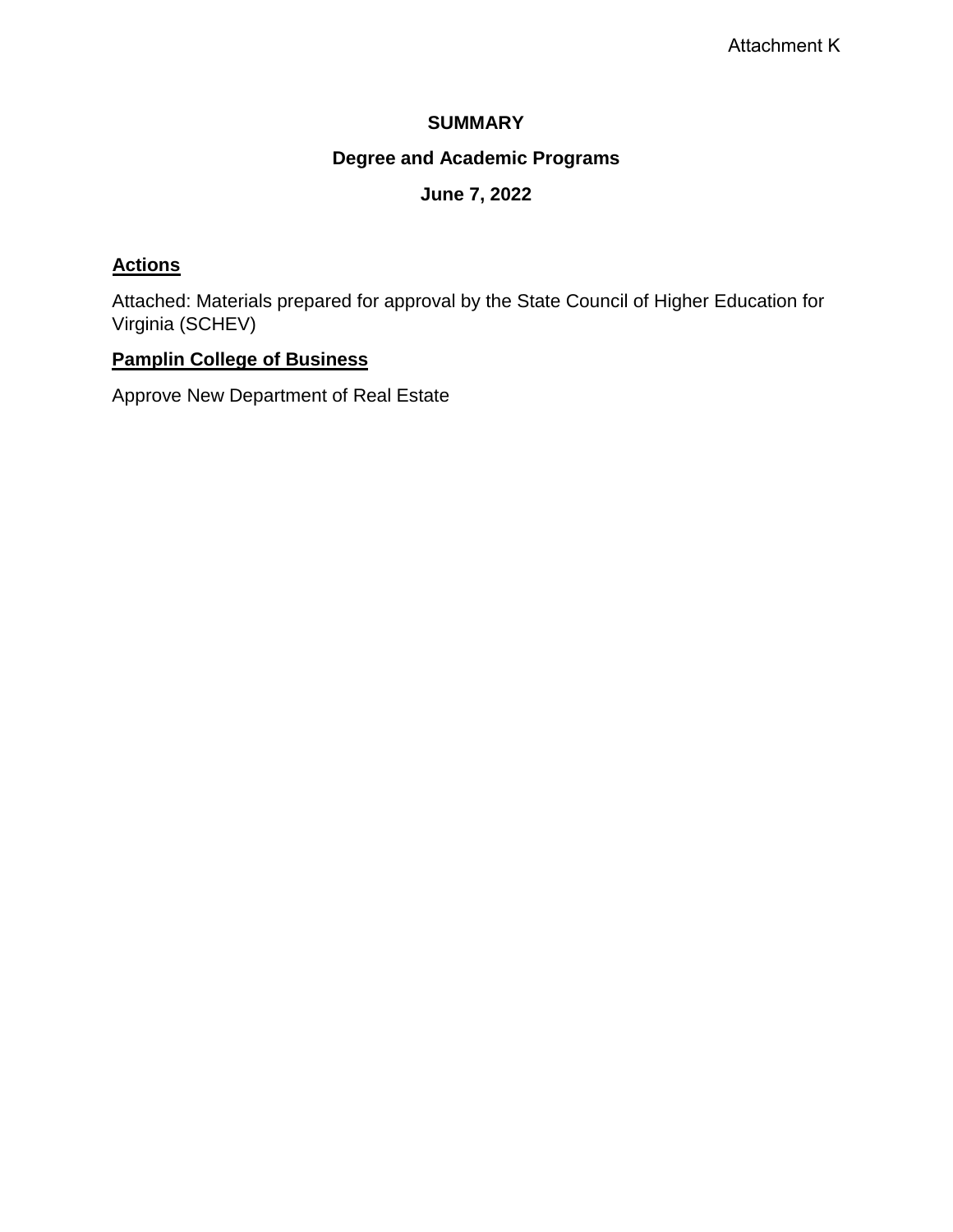Attachment K

# SUMMARY

## Degree and Academic Programs

## June 7, 2022

**Actions**

Attached: Materials prepared for approval by the State Council of Higher Education for Virginia (SCHEV)

**Pamplin College of Business**

Approve New Department of Real Estate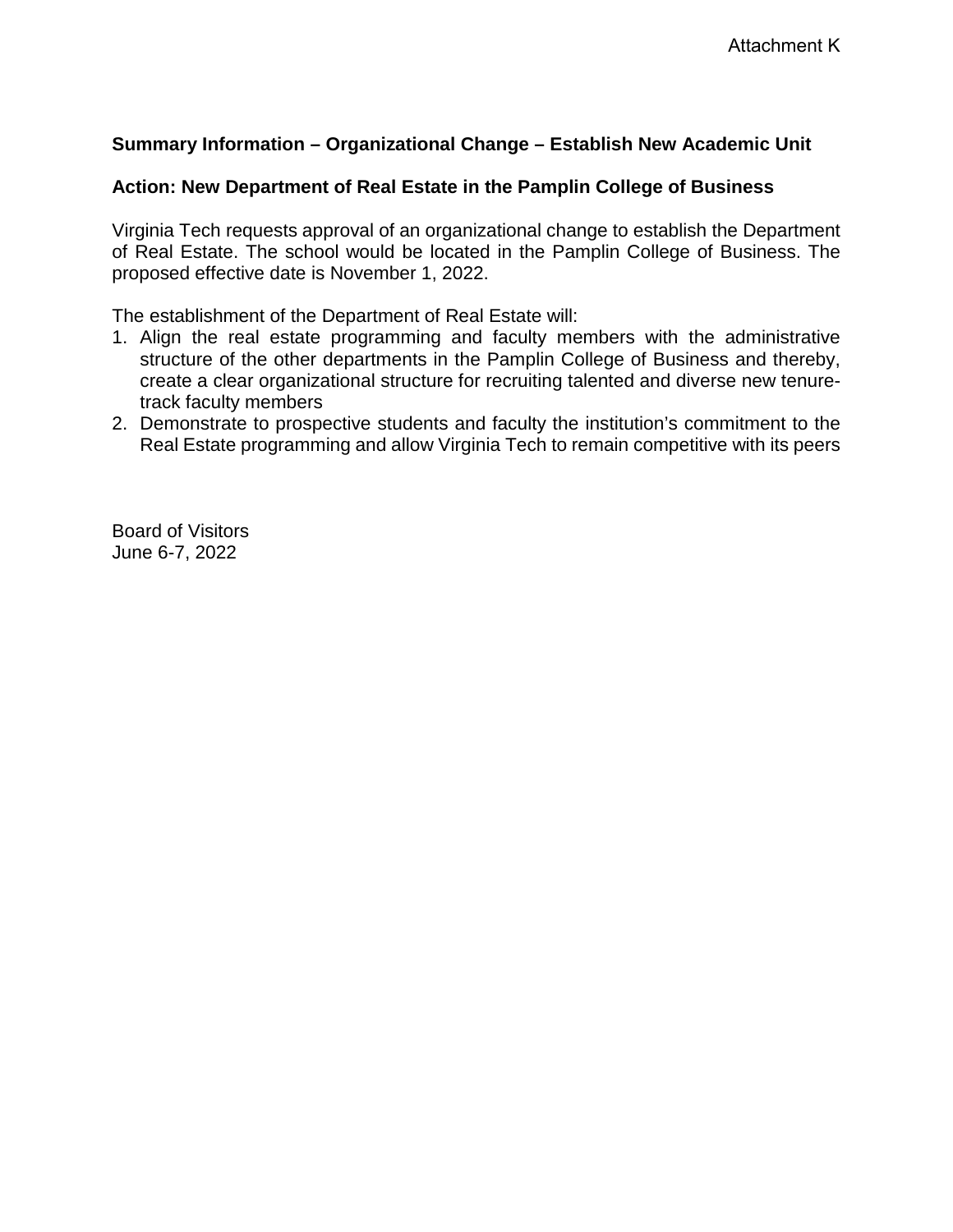Attachment K

**Summary Information – Organizational Change – Establish New Academic Unit**

**Action: New Department of Real Estate in the Pamplin College of Business**

Virginia Tech requests approval of an organizational change to establish the Department of Real Estate. The school would be located in the Pamplin College of Business. The proposed effective date is November 1, 2022.

The establishment of the Department of Real Estate will:

1. Align the real estate programming and faculty members with the administrative structure of the other departments in the Pamplin College of Business and thereby, create a clear organizational structure for recruiting talented and diverse new tenure-track faculty members
2. Demonstrate to prospective students and faculty the institution's commitment to the Real Estate programming and allow Virginia Tech to remain competitive with its peers

Board of Visitors
June 6-7, 2022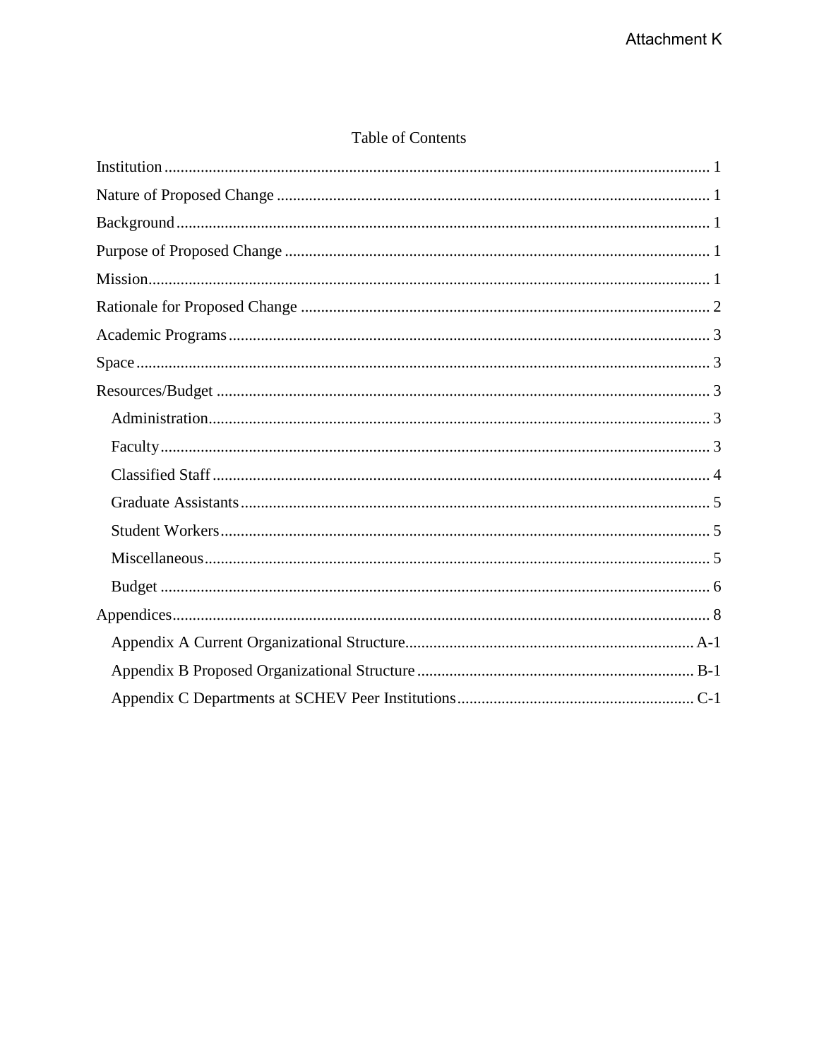# Table of Contents

- Institution ..... 1
- Nature of Proposed Change ..... 1
- Background ..... 1
- Purpose of Proposed Change ..... 1
- Mission ..... 1
- Rationale for Proposed Change ..... 2
- Academic Programs ..... 3
- Space ..... 3
- Resources/Budget ..... 3
  - Administration ..... 3
  - Faculty ..... 3
  - Classified Staff ..... 4
  - Graduate Assistants ..... 5
  - Student Workers ..... 5
  - Miscellaneous ..... 5
  - Budget ..... 6
- Appendices ..... 8
  - Appendix A Current Organizational Structure ..... A-1
  - Appendix B Proposed Organizational Structure ..... B-1
  - Appendix C Departments at SCHEV Peer Institutions ..... C-1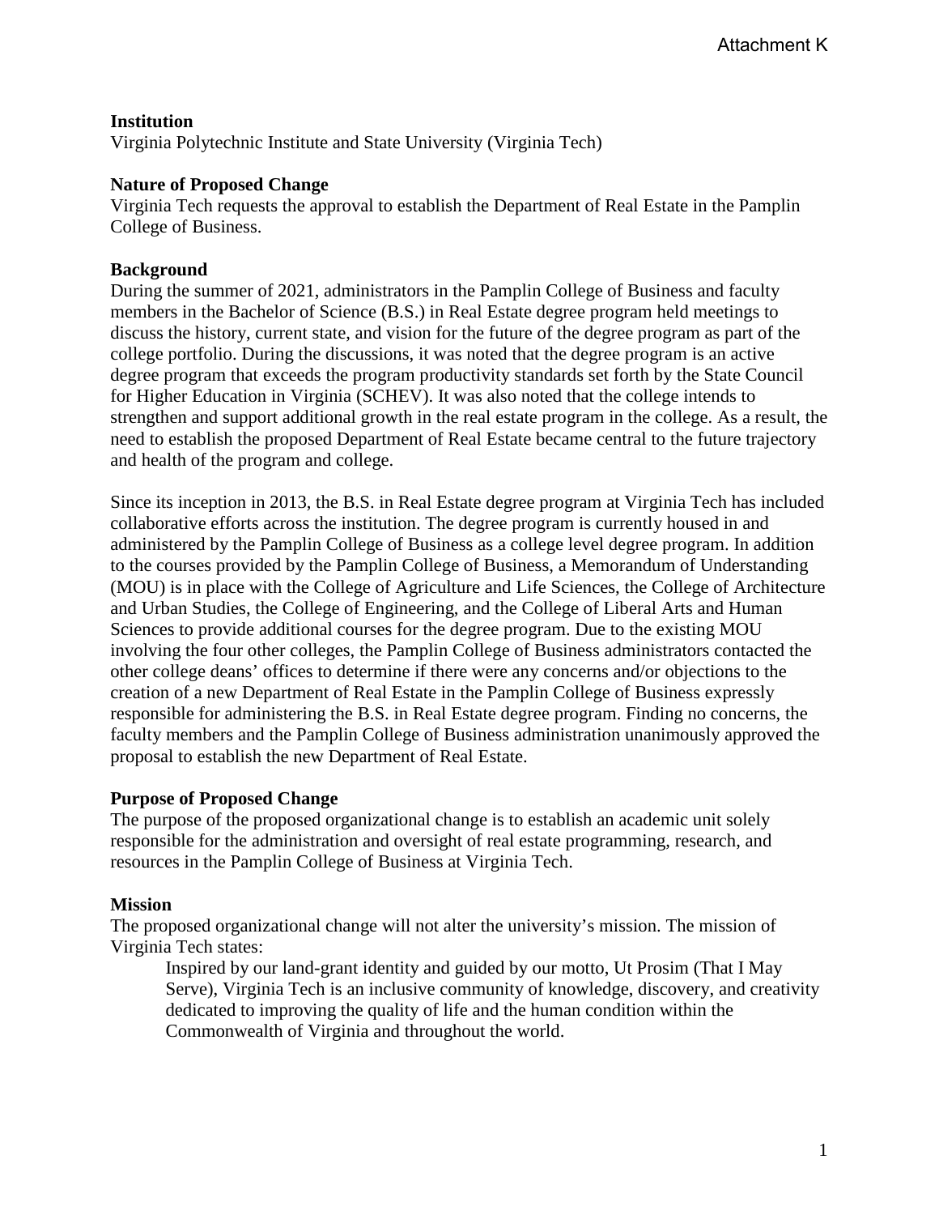**Institution**
Virginia Polytechnic Institute and State University (Virginia Tech)

**Nature of Proposed Change**
Virginia Tech requests the approval to establish the Department of Real Estate in the Pamplin College of Business.

**Background**
During the summer of 2021, administrators in the Pamplin College of Business and faculty members in the Bachelor of Science (B.S.) in Real Estate degree program held meetings to discuss the history, current state, and vision for the future of the degree program as part of the college portfolio. During the discussions, it was noted that the degree program is an active degree program that exceeds the program productivity standards set forth by the State Council for Higher Education in Virginia (SCHEV). It was also noted that the college intends to strengthen and support additional growth in the real estate program in the college. As a result, the need to establish the proposed Department of Real Estate became central to the future trajectory and health of the program and college.

Since its inception in 2013, the B.S. in Real Estate degree program at Virginia Tech has included collaborative efforts across the institution. The degree program is currently housed in and administered by the Pamplin College of Business as a college level degree program. In addition to the courses provided by the Pamplin College of Business, a Memorandum of Understanding (MOU) is in place with the College of Agriculture and Life Sciences, the College of Architecture and Urban Studies, the College of Engineering, and the College of Liberal Arts and Human Sciences to provide additional courses for the degree program. Due to the existing MOU involving the four other colleges, the Pamplin College of Business administrators contacted the other college deans' offices to determine if there were any concerns and/or objections to the creation of a new Department of Real Estate in the Pamplin College of Business expressly responsible for administering the B.S. in Real Estate degree program. Finding no concerns, the faculty members and the Pamplin College of Business administration unanimously approved the proposal to establish the new Department of Real Estate.

**Purpose of Proposed Change**
The purpose of the proposed organizational change is to establish an academic unit solely responsible for the administration and oversight of real estate programming, research, and resources in the Pamplin College of Business at Virginia Tech.

**Mission**
The proposed organizational change will not alter the university's mission. The mission of Virginia Tech states:

> Inspired by our land-grant identity and guided by our motto, Ut Prosim (That I May Serve), Virginia Tech is an inclusive community of knowledge, discovery, and creativity dedicated to improving the quality of life and the human condition within the Commonwealth of Virginia and throughout the world.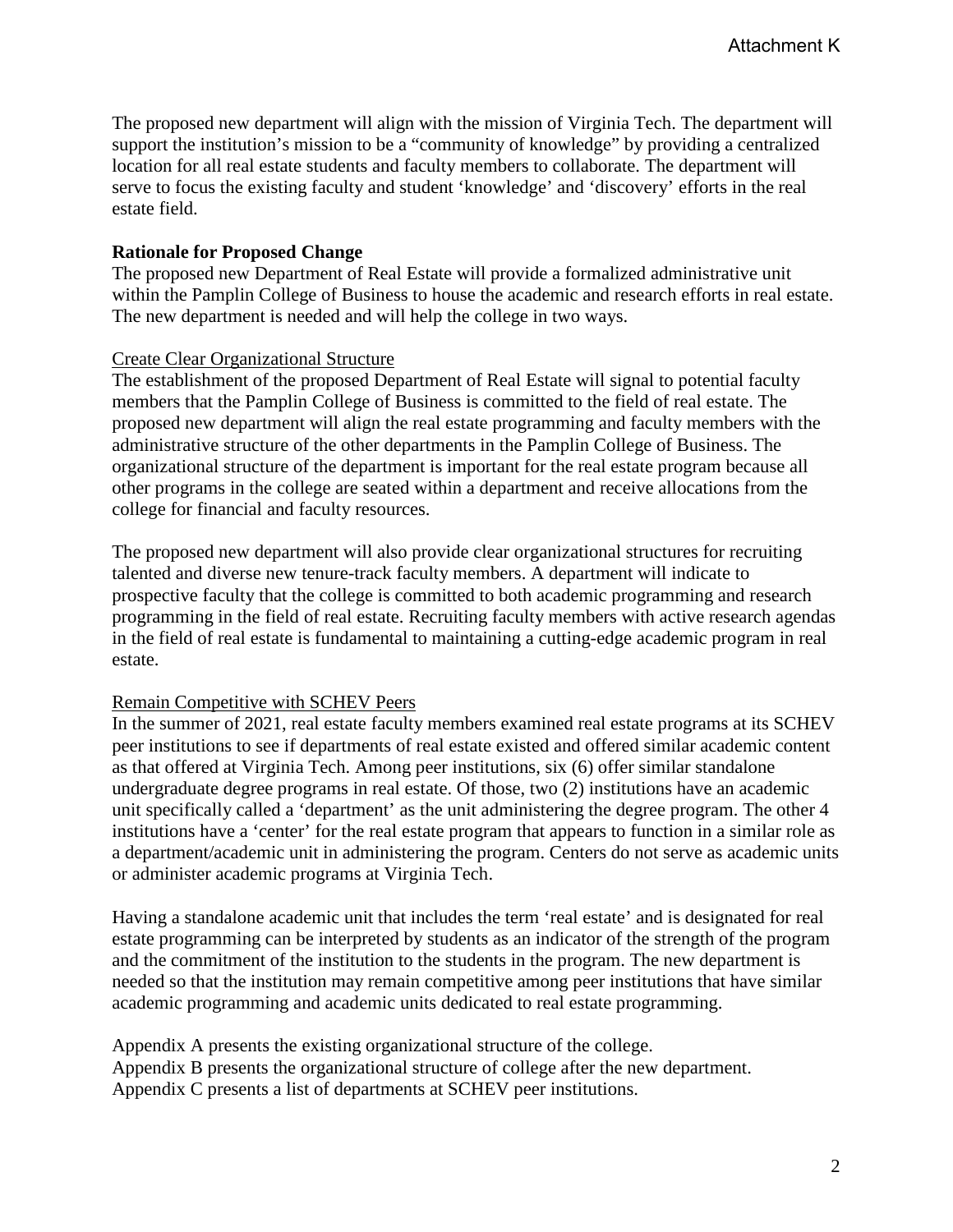The proposed new department will align with the mission of Virginia Tech. The department will support the institution's mission to be a "community of knowledge" by providing a centralized location for all real estate students and faculty members to collaborate. The department will serve to focus the existing faculty and student 'knowledge' and 'discovery' efforts in the real estate field.

**Rationale for Proposed Change**

The proposed new Department of Real Estate will provide a formalized administrative unit within the Pamplin College of Business to house the academic and research efforts in real estate. The new department is needed and will help the college in two ways.

<u>Create Clear Organizational Structure</u>

The establishment of the proposed Department of Real Estate will signal to potential faculty members that the Pamplin College of Business is committed to the field of real estate. The proposed new department will align the real estate programming and faculty members with the administrative structure of the other departments in the Pamplin College of Business. The organizational structure of the department is important for the real estate program because all other programs in the college are seated within a department and receive allocations from the college for financial and faculty resources.

The proposed new department will also provide clear organizational structures for recruiting talented and diverse new tenure-track faculty members. A department will indicate to prospective faculty that the college is committed to both academic programming and research programming in the field of real estate. Recruiting faculty members with active research agendas in the field of real estate is fundamental to maintaining a cutting-edge academic program in real estate.

<u>Remain Competitive with SCHEV Peers</u>

In the summer of 2021, real estate faculty members examined real estate programs at its SCHEV peer institutions to see if departments of real estate existed and offered similar academic content as that offered at Virginia Tech. Among peer institutions, six (6) offer similar standalone undergraduate degree programs in real estate. Of those, two (2) institutions have an academic unit specifically called a 'department' as the unit administering the degree program. The other 4 institutions have a 'center' for the real estate program that appears to function in a similar role as a department/academic unit in administering the program. Centers do not serve as academic units or administer academic programs at Virginia Tech.

Having a standalone academic unit that includes the term 'real estate' and is designated for real estate programming can be interpreted by students as an indicator of the strength of the program and the commitment of the institution to the students in the program. The new department is needed so that the institution may remain competitive among peer institutions that have similar academic programming and academic units dedicated to real estate programming.

Appendix A presents the existing organizational structure of the college.
Appendix B presents the organizational structure of college after the new department.
Appendix C presents a list of departments at SCHEV peer institutions.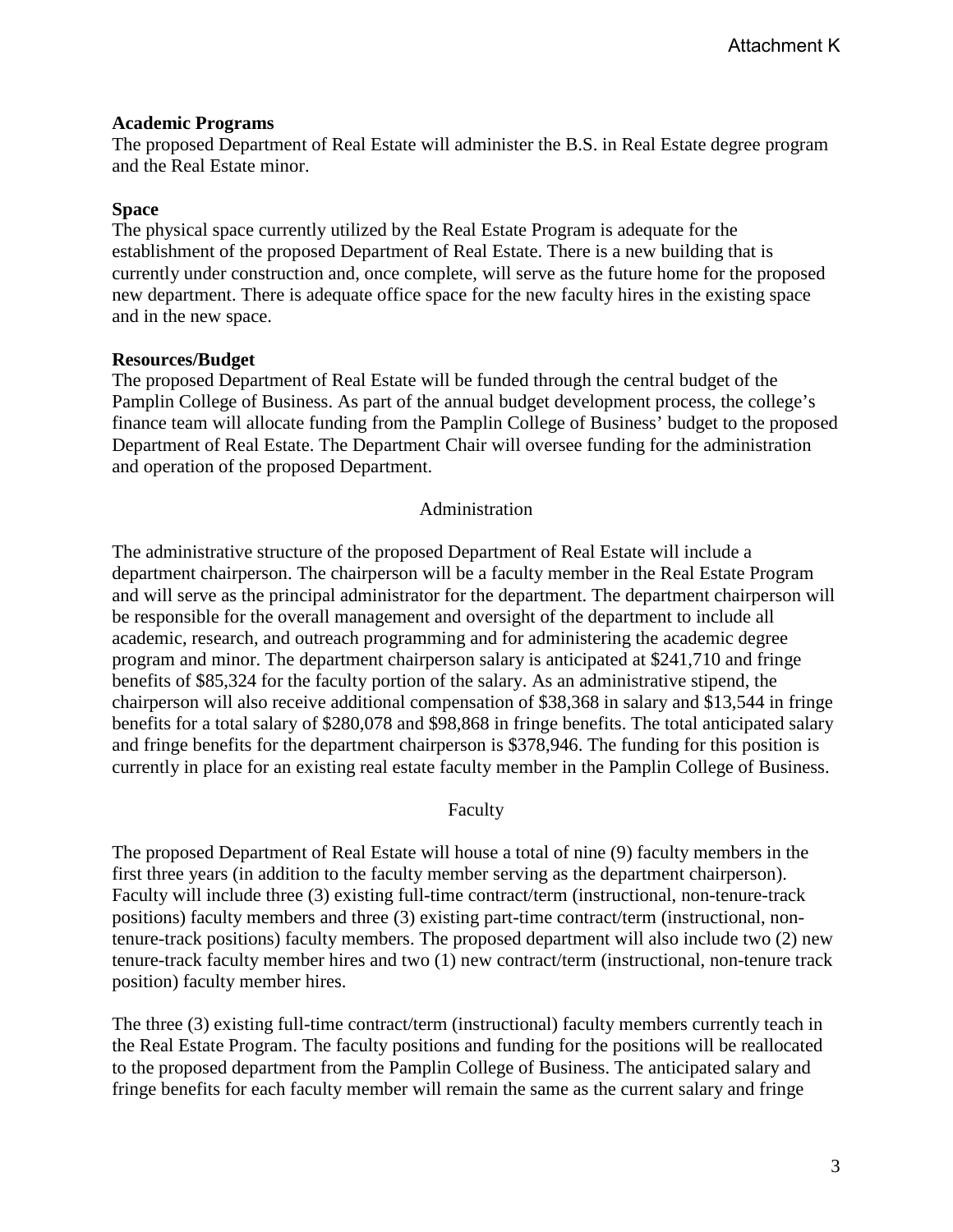**Academic Programs**

The proposed Department of Real Estate will administer the B.S. in Real Estate degree program and the Real Estate minor.

**Space**

The physical space currently utilized by the Real Estate Program is adequate for the establishment of the proposed Department of Real Estate. There is a new building that is currently under construction and, once complete, will serve as the future home for the proposed new department. There is adequate office space for the new faculty hires in the existing space and in the new space.

**Resources/Budget**

The proposed Department of Real Estate will be funded through the central budget of the Pamplin College of Business. As part of the annual budget development process, the college's finance team will allocate funding from the Pamplin College of Business' budget to the proposed Department of Real Estate. The Department Chair will oversee funding for the administration and operation of the proposed Department.

### Administration

The administrative structure of the proposed Department of Real Estate will include a department chairperson. The chairperson will be a faculty member in the Real Estate Program and will serve as the principal administrator for the department. The department chairperson will be responsible for the overall management and oversight of the department to include all academic, research, and outreach programming and for administering the academic degree program and minor. The department chairperson salary is anticipated at $241,710 and fringe benefits of $85,324 for the faculty portion of the salary. As an administrative stipend, the chairperson will also receive additional compensation of $38,368 in salary and $13,544 in fringe benefits for a total salary of $280,078 and $98,868 in fringe benefits. The total anticipated salary and fringe benefits for the department chairperson is $378,946. The funding for this position is currently in place for an existing real estate faculty member in the Pamplin College of Business.

### Faculty

The proposed Department of Real Estate will house a total of nine (9) faculty members in the first three years (in addition to the faculty member serving as the department chairperson). Faculty will include three (3) existing full-time contract/term (instructional, non-tenure-track positions) faculty members and three (3) existing part-time contract/term (instructional, non-tenure-track positions) faculty members. The proposed department will also include two (2) new tenure-track faculty member hires and two (1) new contract/term (instructional, non-tenure track position) faculty member hires.

The three (3) existing full-time contract/term (instructional) faculty members currently teach in the Real Estate Program. The faculty positions and funding for the positions will be reallocated to the proposed department from the Pamplin College of Business. The anticipated salary and fringe benefits for each faculty member will remain the same as the current salary and fringe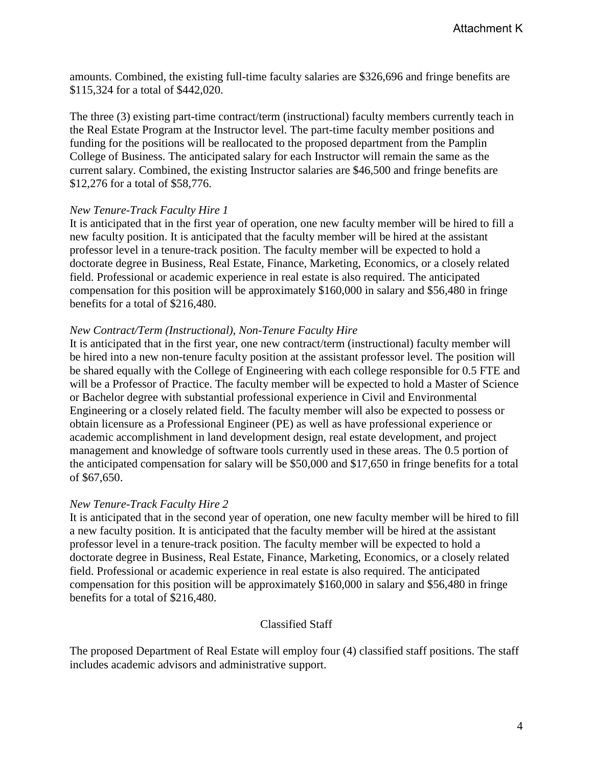amounts. Combined, the existing full-time faculty salaries are $326,696 and fringe benefits are $115,324 for a total of $442,020.

The three (3) existing part-time contract/term (instructional) faculty members currently teach in the Real Estate Program at the Instructor level. The part-time faculty member positions and funding for the positions will be reallocated to the proposed department from the Pamplin College of Business. The anticipated salary for each Instructor will remain the same as the current salary. Combined, the existing Instructor salaries are $46,500 and fringe benefits are $12,276 for a total of $58,776.

*New Tenure-Track Faculty Hire 1*

It is anticipated that in the first year of operation, one new faculty member will be hired to fill a new faculty position. It is anticipated that the faculty member will be hired at the assistant professor level in a tenure-track position. The faculty member will be expected to hold a doctorate degree in Business, Real Estate, Finance, Marketing, Economics, or a closely related field. Professional or academic experience in real estate is also required. The anticipated compensation for this position will be approximately $160,000 in salary and $56,480 in fringe benefits for a total of $216,480.

*New Contract/Term (Instructional), Non-Tenure Faculty Hire*

It is anticipated that in the first year, one new contract/term (instructional) faculty member will be hired into a new non-tenure faculty position at the assistant professor level. The position will be shared equally with the College of Engineering with each college responsible for 0.5 FTE and will be a Professor of Practice. The faculty member will be expected to hold a Master of Science or Bachelor degree with substantial professional experience in Civil and Environmental Engineering or a closely related field. The faculty member will also be expected to possess or obtain licensure as a Professional Engineer (PE) as well as have professional experience or academic accomplishment in land development design, real estate development, and project management and knowledge of software tools currently used in these areas. The 0.5 portion of the anticipated compensation for salary will be $50,000 and $17,650 in fringe benefits for a total of $67,650.

*New Tenure-Track Faculty Hire 2*

It is anticipated that in the second year of operation, one new faculty member will be hired to fill a new faculty position. It is anticipated that the faculty member will be hired at the assistant professor level in a tenure-track position. The faculty member will be expected to hold a doctorate degree in Business, Real Estate, Finance, Marketing, Economics, or a closely related field. Professional or academic experience in real estate is also required. The anticipated compensation for this position will be approximately $160,000 in salary and $56,480 in fringe benefits for a total of $216,480.

## Classified Staff

The proposed Department of Real Estate will employ four (4) classified staff positions. The staff includes academic advisors and administrative support.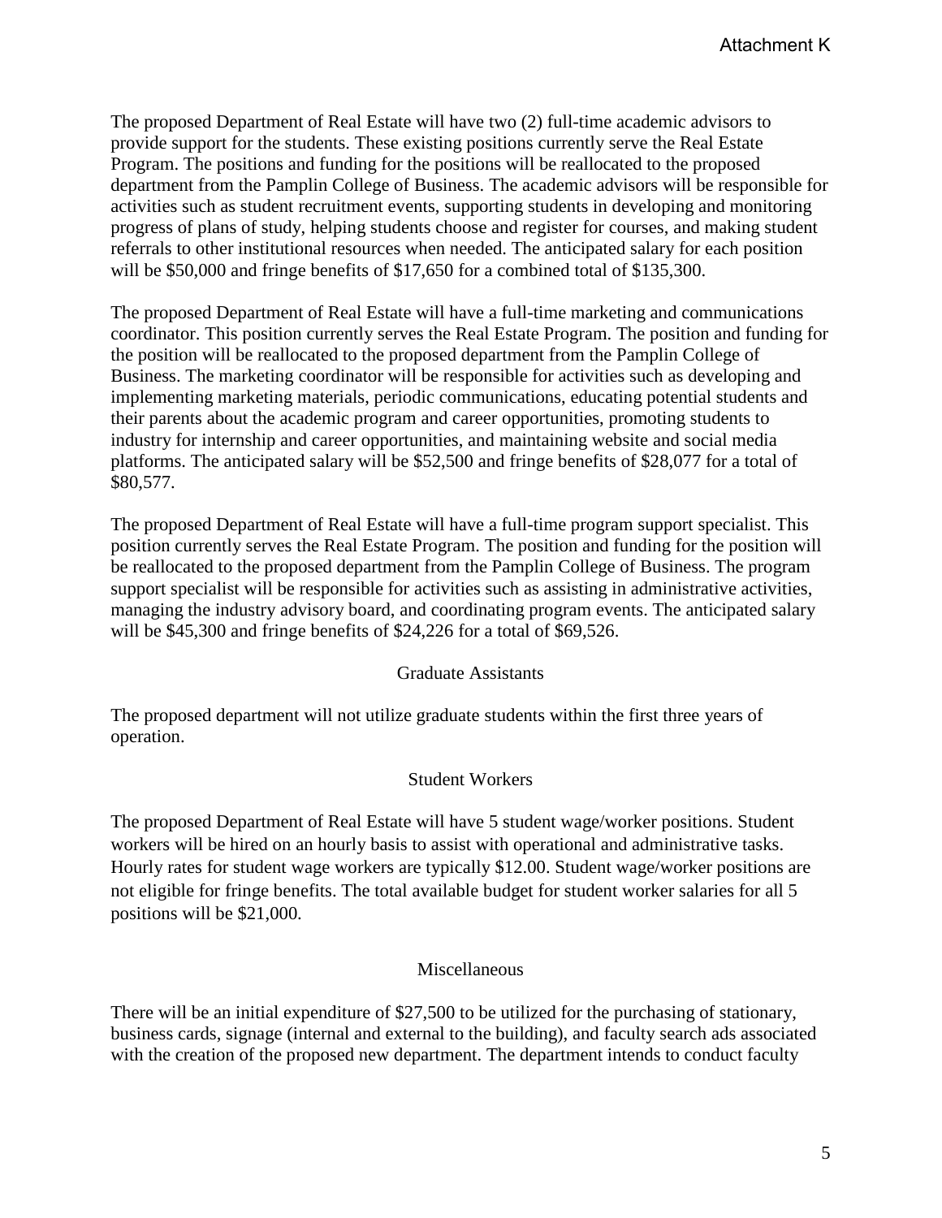The proposed Department of Real Estate will have two (2) full-time academic advisors to provide support for the students. These existing positions currently serve the Real Estate Program. The positions and funding for the positions will be reallocated to the proposed department from the Pamplin College of Business. The academic advisors will be responsible for activities such as student recruitment events, supporting students in developing and monitoring progress of plans of study, helping students choose and register for courses, and making student referrals to other institutional resources when needed. The anticipated salary for each position will be $50,000 and fringe benefits of $17,650 for a combined total of $135,300.

The proposed Department of Real Estate will have a full-time marketing and communications coordinator. This position currently serves the Real Estate Program. The position and funding for the position will be reallocated to the proposed department from the Pamplin College of Business. The marketing coordinator will be responsible for activities such as developing and implementing marketing materials, periodic communications, educating potential students and their parents about the academic program and career opportunities, promoting students to industry for internship and career opportunities, and maintaining website and social media platforms. The anticipated salary will be $52,500 and fringe benefits of $28,077 for a total of $80,577.

The proposed Department of Real Estate will have a full-time program support specialist. This position currently serves the Real Estate Program. The position and funding for the position will be reallocated to the proposed department from the Pamplin College of Business. The program support specialist will be responsible for activities such as assisting in administrative activities, managing the industry advisory board, and coordinating program events. The anticipated salary will be $45,300 and fringe benefits of $24,226 for a total of $69,526.

### Graduate Assistants

The proposed department will not utilize graduate students within the first three years of operation.

### Student Workers

The proposed Department of Real Estate will have 5 student wage/worker positions. Student workers will be hired on an hourly basis to assist with operational and administrative tasks. Hourly rates for student wage workers are typically $12.00. Student wage/worker positions are not eligible for fringe benefits. The total available budget for student worker salaries for all 5 positions will be $21,000.

### Miscellaneous

There will be an initial expenditure of $27,500 to be utilized for the purchasing of stationary, business cards, signage (internal and external to the building), and faculty search ads associated with the creation of the proposed new department. The department intends to conduct faculty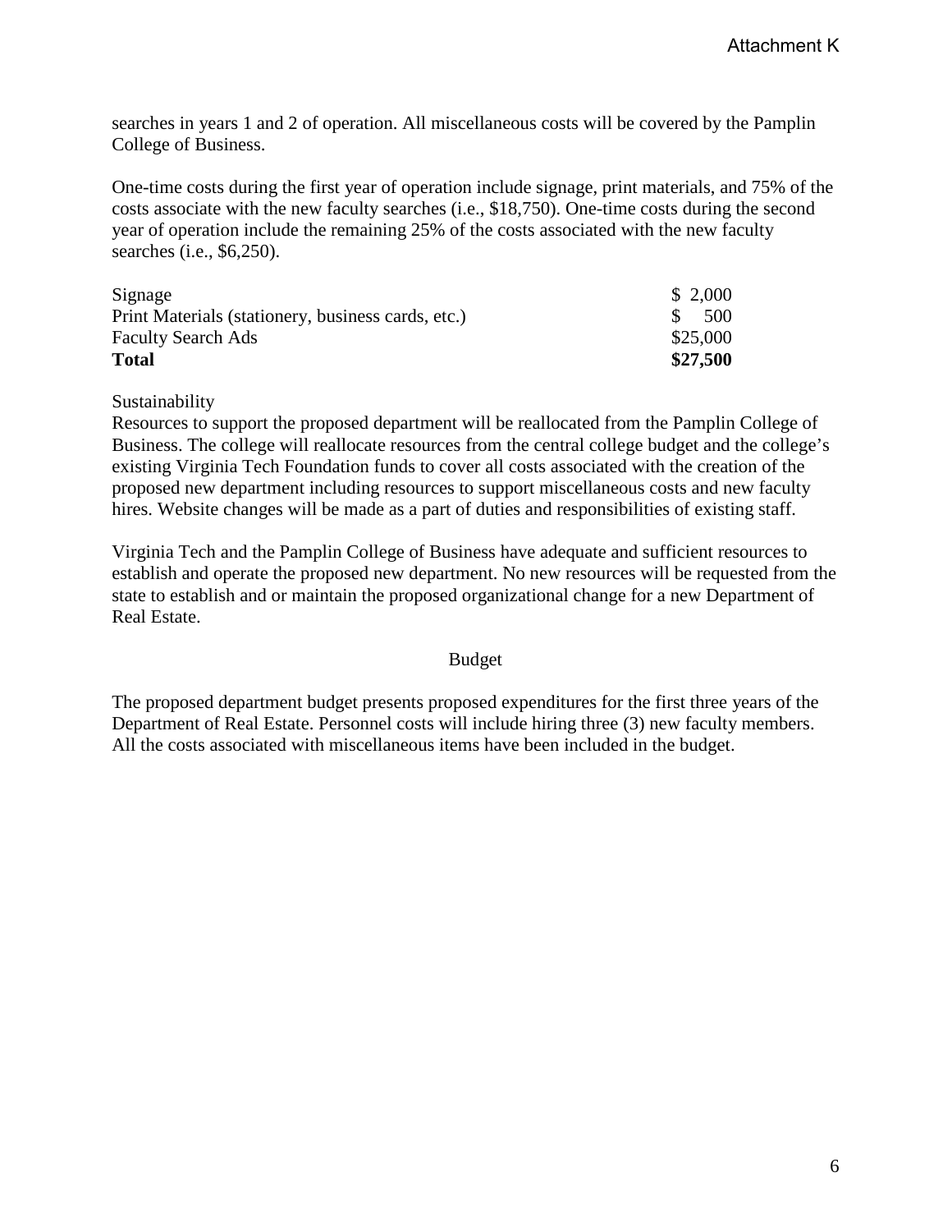searches in years 1 and 2 of operation. All miscellaneous costs will be covered by the Pamplin College of Business.

One-time costs during the first year of operation include signage, print materials, and 75% of the costs associate with the new faculty searches (i.e., $18,750). One-time costs during the second year of operation include the remaining 25% of the costs associated with the new faculty searches (i.e., $6,250).

| | |
|---|---|
| Signage | $ 2,000 |
| Print Materials (stationery, business cards, etc.) | $ 500 |
| Faculty Search Ads | $25,000 |
| **Total** | **$27,500** |

Sustainability

Resources to support the proposed department will be reallocated from the Pamplin College of Business. The college will reallocate resources from the central college budget and the college's existing Virginia Tech Foundation funds to cover all costs associated with the creation of the proposed new department including resources to support miscellaneous costs and new faculty hires. Website changes will be made as a part of duties and responsibilities of existing staff.

Virginia Tech and the Pamplin College of Business have adequate and sufficient resources to establish and operate the proposed new department. No new resources will be requested from the state to establish and or maintain the proposed organizational change for a new Department of Real Estate.

## Budget

The proposed department budget presents proposed expenditures for the first three years of the Department of Real Estate. Personnel costs will include hiring three (3) new faculty members. All the costs associated with miscellaneous items have been included in the budget.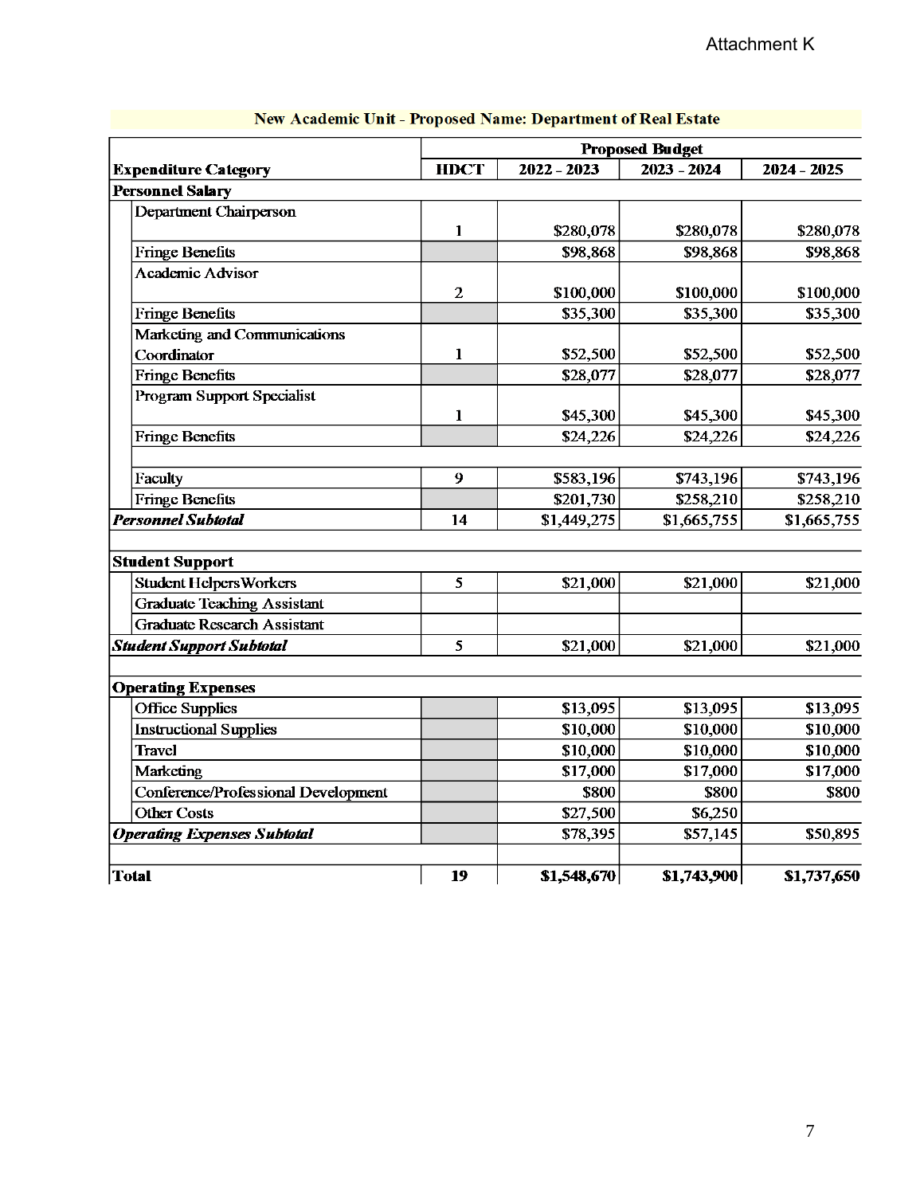Attachment K

| New Academic Unit - Proposed Name: Department of Real Estate | | | | |
|---|---|---|---|---|
| | | Proposed Budget | | |
| **Expenditure Category** | **HDCT** | **2022 - 2023** | **2023 - 2024** | **2024 - 2025** |
| **Personnel Salary** | | | | |
| Department Chairperson | 1 | $280,078 | $280,078 | $280,078 |
| Fringe Benefits | | $98,868 | $98,868 | $98,868 |
| Academic Advisor | 2 | $100,000 | $100,000 | $100,000 |
| Fringe Benefits | | $35,300 | $35,300 | $35,300 |
| Marketing and Communications Coordinator | 1 | $52,500 | $52,500 | $52,500 |
| Fringe Benefits | | $28,077 | $28,077 | $28,077 |
| Program Support Specialist | 1 | $45,300 | $45,300 | $45,300 |
| Fringe Benefits | | $24,226 | $24,226 | $24,226 |
| | | | | |
| Faculty | 9 | $583,196 | $743,196 | $743,196 |
| Fringe Benefits | | $201,730 | $258,210 | $258,210 |
| ***Personnel Subtotal*** | 14 | $1,449,275 | $1,665,755 | $1,665,755 |
| | | | | |
| **Student Support** | | | | |
| Student HelpersWorkers | 5 | $21,000 | $21,000 | $21,000 |
| Graduate Teaching Assistant | | | | |
| Graduate Research Assistant | | | | |
| ***Student Support Subtotal*** | 5 | $21,000 | $21,000 | $21,000 |
| | | | | |
| **Operating Expenses** | | | | |
| Office Supplies | | $13,095 | $13,095 | $13,095 |
| Instructional Supplies | | $10,000 | $10,000 | $10,000 |
| Travel | | $10,000 | $10,000 | $10,000 |
| Marketing | | $17,000 | $17,000 | $17,000 |
| Conference/Professional Development | | $800 | $800 | $800 |
| Other Costs | | $27,500 | $6,250 | |
| ***Operating Expenses Subtotal*** | | $78,395 | $57,145 | $50,895 |
| | | | | |
| **Total** | 19 | $1,548,670 | $1,743,900 | $1,737,650 |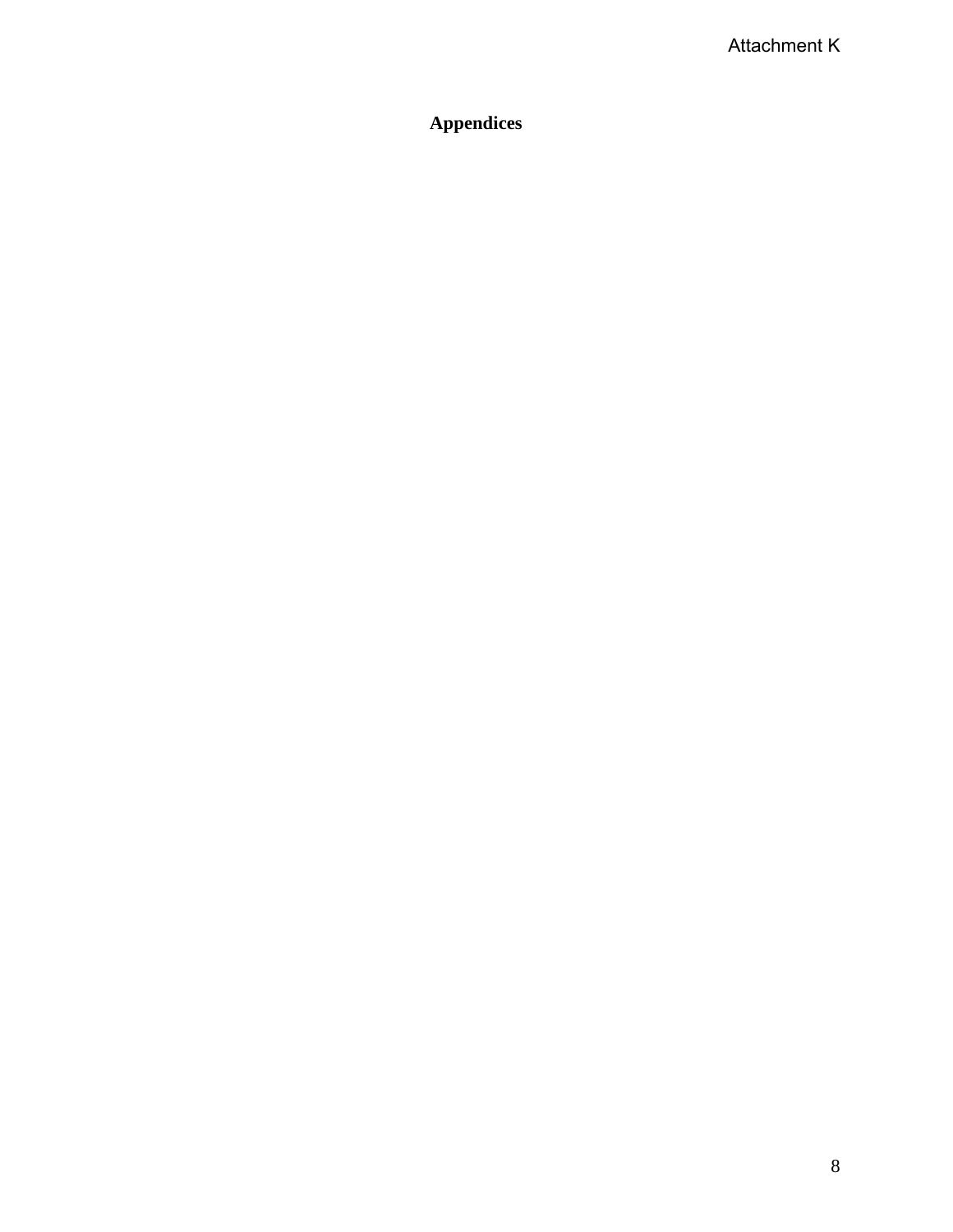# Appendices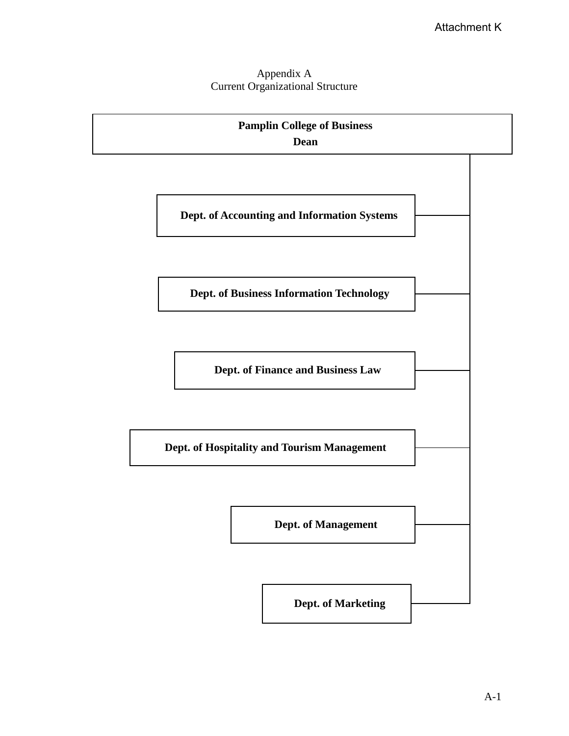Attachment K

Appendix A
Current Organizational Structure

**Pamplin College of Business**
**Dean**

- **Dept. of Accounting and Information Systems**
- **Dept. of Business Information Technology**
- **Dept. of Finance and Business Law**
- **Dept. of Hospitality and Tourism Management**
- **Dept. of Management**
- **Dept. of Marketing**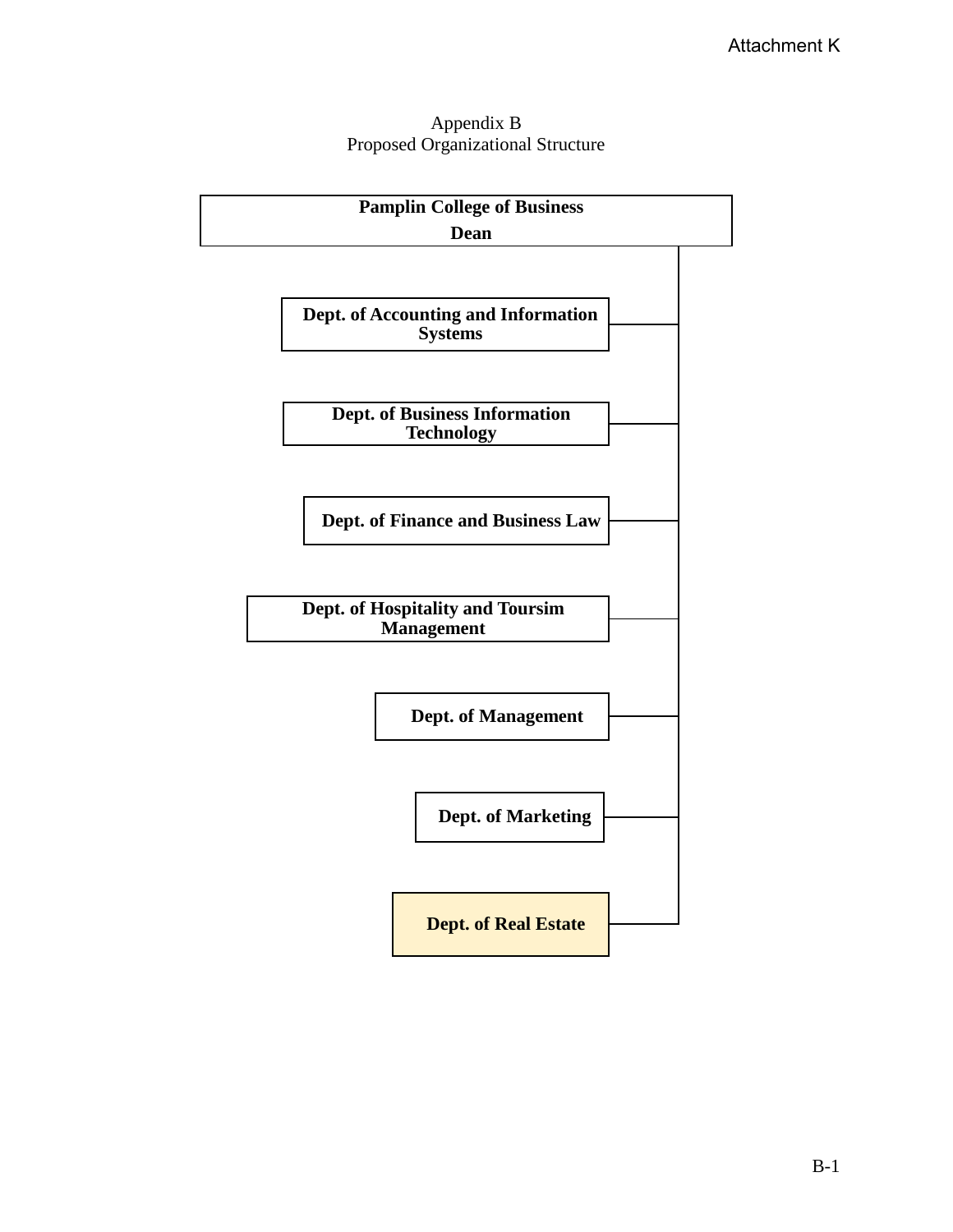Attachment K

Appendix B
Proposed Organizational Structure

**Pamplin College of Business**
**Dean**

- **Dept. of Accounting and Information Systems**
- **Dept. of Business Information Technology**
- **Dept. of Finance and Business Law**
- **Dept. of Hospitality and Toursim Management**
- **Dept. of Management**
- **Dept. of Marketing**
- **Dept. of Real Estate**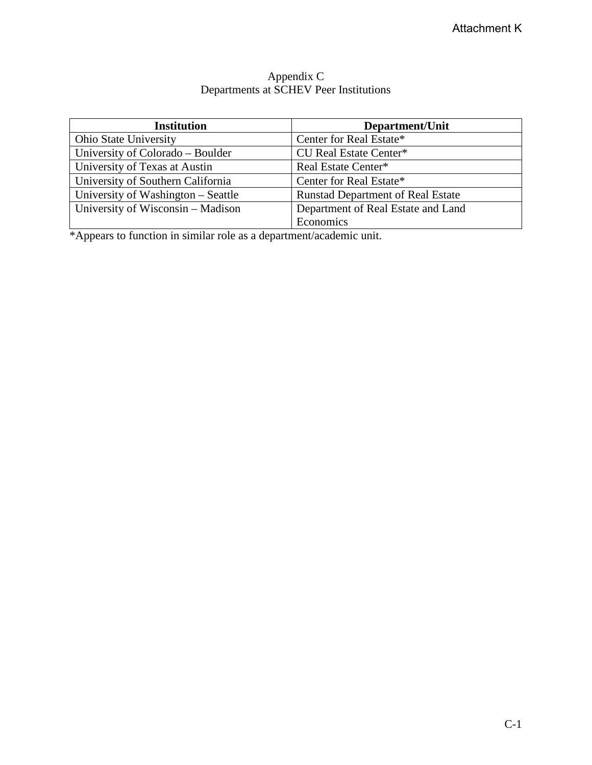## Appendix C
## Departments at SCHEV Peer Institutions

| Institution | Department/Unit |
|---|---|
| Ohio State University | Center for Real Estate* |
| University of Colorado – Boulder | CU Real Estate Center* |
| University of Texas at Austin | Real Estate Center* |
| University of Southern California | Center for Real Estate* |
| University of Washington – Seattle | Runstad Department of Real Estate |
| University of Wisconsin – Madison | Department of Real Estate and Land Economics |

*Appears to function in similar role as a department/academic unit.